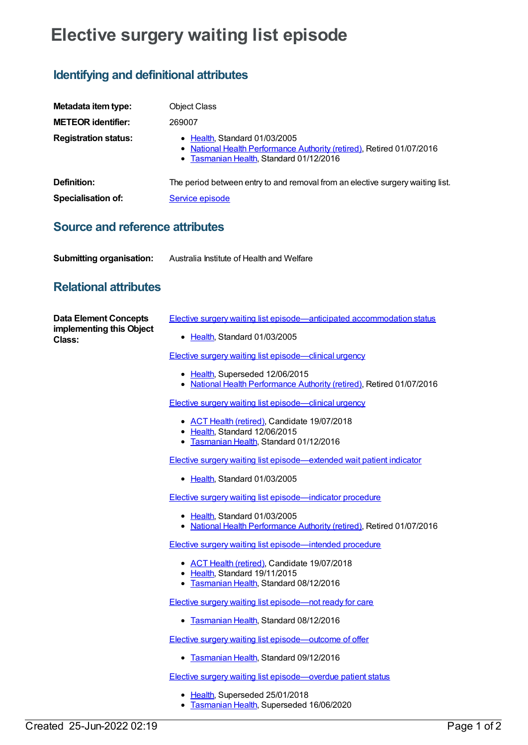# Elective surgery waiting list episode

## Identifying and definitional attributes

**Metadata item type:** Object Class

**METEOR identifier:** 269007

**Registration status:**

- Health, Standard 01/03/2005
- National Health Performance Authority (retired), Retired 01/07/2016
- Tasmanian Health, Standard 01/12/2016

**Definition:** The period between entry to and removal from an elective surgery waiting list.

**Specialisation of:** Service episode

## Source and reference attributes

**Submitting organisation:** Australia Institute of Health and Welfare

## Relational attributes

**Data Element Concepts implementing this Object Class:**

Elective surgery waiting list episode—anticipated accommodation status

- Health, Standard 01/03/2005

Elective surgery waiting list episode—clinical urgency

- Health, Superseded 12/06/2015
- National Health Performance Authority (retired), Retired 01/07/2016

Elective surgery waiting list episode—clinical urgency

- ACT Health (retired), Candidate 19/07/2018
- Health, Standard 12/06/2015
- Tasmanian Health, Standard 01/12/2016

Elective surgery waiting list episode—extended wait patient indicator

- Health, Standard 01/03/2005

Elective surgery waiting list episode—indicator procedure

- Health, Standard 01/03/2005
- National Health Performance Authority (retired), Retired 01/07/2016

Elective surgery waiting list episode—intended procedure

- ACT Health (retired), Candidate 19/07/2018
- Health, Standard 19/11/2015
- Tasmanian Health, Standard 08/12/2016

Elective surgery waiting list episode—not ready for care

- Tasmanian Health, Standard 08/12/2016

Elective surgery waiting list episode—outcome of offer

- Tasmanian Health, Standard 09/12/2016

Elective surgery waiting list episode—overdue patient status

- Health, Superseded 25/01/2018
- Tasmanian Health, Superseded 16/06/2020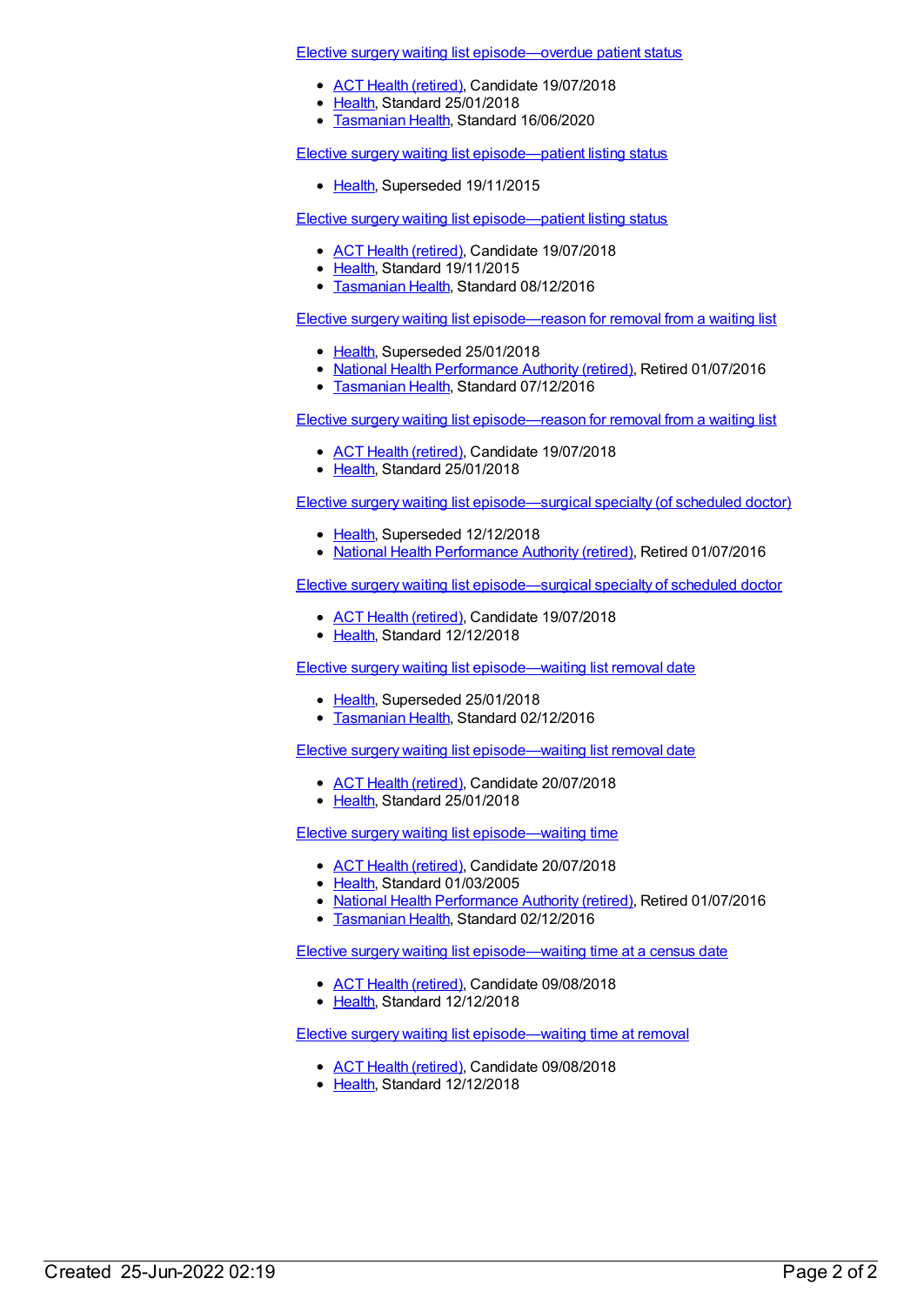Elective surgery waiting list episode—overdue patient status

- ACT Health (retired), Candidate 19/07/2018
- Health, Standard 25/01/2018
- Tasmanian Health, Standard 16/06/2020

Elective surgery waiting list episode—patient listing status

- Health, Superseded 19/11/2015

Elective surgery waiting list episode—patient listing status

- ACT Health (retired), Candidate 19/07/2018
- Health, Standard 19/11/2015
- Tasmanian Health, Standard 08/12/2016

Elective surgery waiting list episode—reason for removal from a waiting list

- Health, Superseded 25/01/2018
- National Health Performance Authority (retired), Retired 01/07/2016
- Tasmanian Health, Standard 07/12/2016

Elective surgery waiting list episode—reason for removal from a waiting list

- ACT Health (retired), Candidate 19/07/2018
- Health, Standard 25/01/2018

Elective surgery waiting list episode—surgical specialty (of scheduled doctor)

- Health, Superseded 12/12/2018
- National Health Performance Authority (retired), Retired 01/07/2016

Elective surgery waiting list episode—surgical specialty of scheduled doctor

- ACT Health (retired), Candidate 19/07/2018
- Health, Standard 12/12/2018

Elective surgery waiting list episode—waiting list removal date

- Health, Superseded 25/01/2018
- Tasmanian Health, Standard 02/12/2016

Elective surgery waiting list episode—waiting list removal date

- ACT Health (retired), Candidate 20/07/2018
- Health, Standard 25/01/2018

Elective surgery waiting list episode—waiting time

- ACT Health (retired), Candidate 20/07/2018
- Health, Standard 01/03/2005
- National Health Performance Authority (retired), Retired 01/07/2016
- Tasmanian Health, Standard 02/12/2016

Elective surgery waiting list episode—waiting time at a census date

- ACT Health (retired), Candidate 09/08/2018
- Health, Standard 12/12/2018

Elective surgery waiting list episode—waiting time at removal

- ACT Health (retired), Candidate 09/08/2018
- Health, Standard 12/12/2018